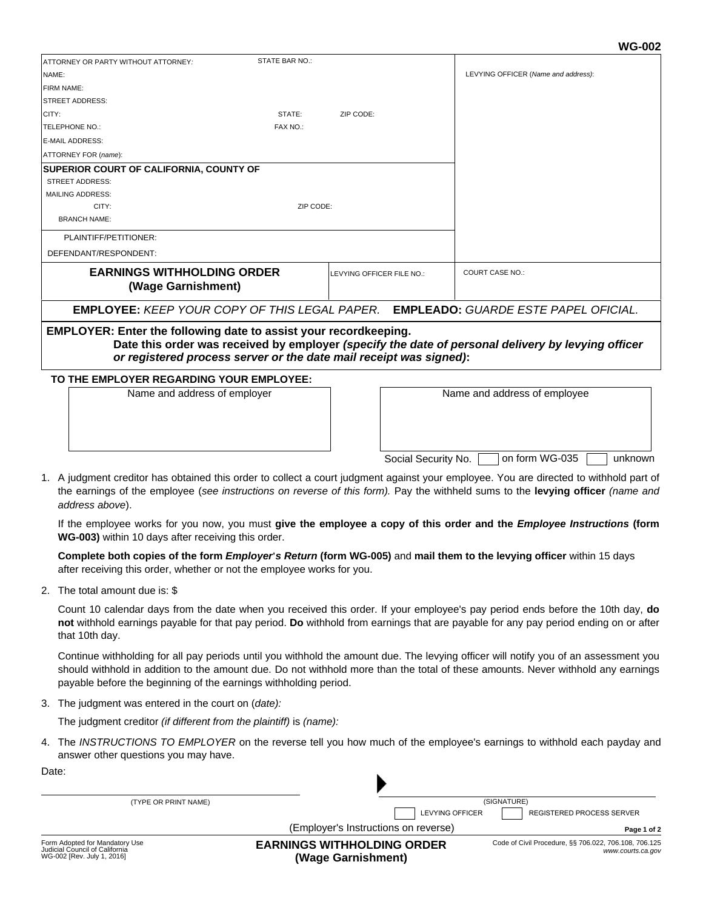WG-002

| ATTORNEY OR PARTY WITHOUT ATTORNEY: | STATE BAR NO.: | LEVYING OFFICER (*Name and address*): |
|---|---|---|
| NAME: | | |
| FIRM NAME: | | |
| STREET ADDRESS: | | |
| CITY: | STATE: ZIP CODE: | |
| TELEPHONE NO.: | FAX NO.: | |
| E-MAIL ADDRESS: | | |
| ATTORNEY FOR (*name*): | | |
| **SUPERIOR COURT OF CALIFORNIA, COUNTY OF** | | |
| STREET ADDRESS: | | |
| MAILING ADDRESS: | | |
| CITY: | ZIP CODE: | |
| BRANCH NAME: | | |
| PLAINTIFF/PETITIONER: | | |
| DEFENDANT/RESPONDENT: | | |
| **EARNINGS WITHHOLDING ORDER (Wage Garnishment)** | LEVYING OFFICER FILE NO.: | COURT CASE NO.: |

**EMPLOYEE:** *KEEP YOUR COPY OF THIS LEGAL PAPER.* **EMPLEADO:** *GUARDE ESTE PAPEL OFICIAL.*

**EMPLOYER: Enter the following date to assist your recordkeeping.**
**Date this order was received by employer *(specify the date of personal delivery by levying officer or registered process server or the date mail receipt was signed)*:**

**TO THE EMPLOYER REGARDING YOUR EMPLOYEE:**

| Name and address of employer | Name and address of employee |
|---|---|
| | |

Social Security No. ☐ on form WG-035 ☐ unknown

1. A judgment creditor has obtained this order to collect a court judgment against your employee. You are directed to withhold part of the earnings of the employee (*see instructions on reverse of this form).* Pay the withheld sums to the **levying officer** *(name and address above*).

   If the employee works for you now, you must **give the employee a copy of this order and the *Employee Instructions* (form WG-003)** within 10 days after receiving this order.

   **Complete both copies of the form *Employer's Return* (form WG-005)** and **mail them to the levying officer** within 15 days after receiving this order, whether or not the employee works for you.

2. The total amount due is: $

   Count 10 calendar days from the date when you received this order. If your employee's pay period ends before the 10th day, **do not** withhold earnings payable for that pay period. **Do** withhold from earnings that are payable for any pay period ending on or after that 10th day.

   Continue withholding for all pay periods until you withhold the amount due. The levying officer will notify you of an assessment you should withhold in addition to the amount due. Do not withhold more than the total of these amounts. Never withhold any earnings payable before the beginning of the earnings withholding period.

3. The judgment was entered in the court on (*date):*

   The judgment creditor *(if different from the plaintiff)* is *(name):*

4. The *INSTRUCTIONS TO EMPLOYER* on the reverse tell you how much of the employee's earnings to withhold each payday and answer other questions you may have.

Date:

(TYPE OR PRINT NAME) ▶ (SIGNATURE)

☐ LEVYING OFFICER ☐ REGISTERED PROCESS SERVER

(Employer's Instructions on reverse)

Form Adopted for Mandatory Use
Judicial Council of California
WG-002 [Rev. July 1, 2016]

**EARNINGS WITHHOLDING ORDER (Wage Garnishment)**

Code of Civil Procedure, §§ 706.022, 706.108, 706.125
*www.courts.ca.gov*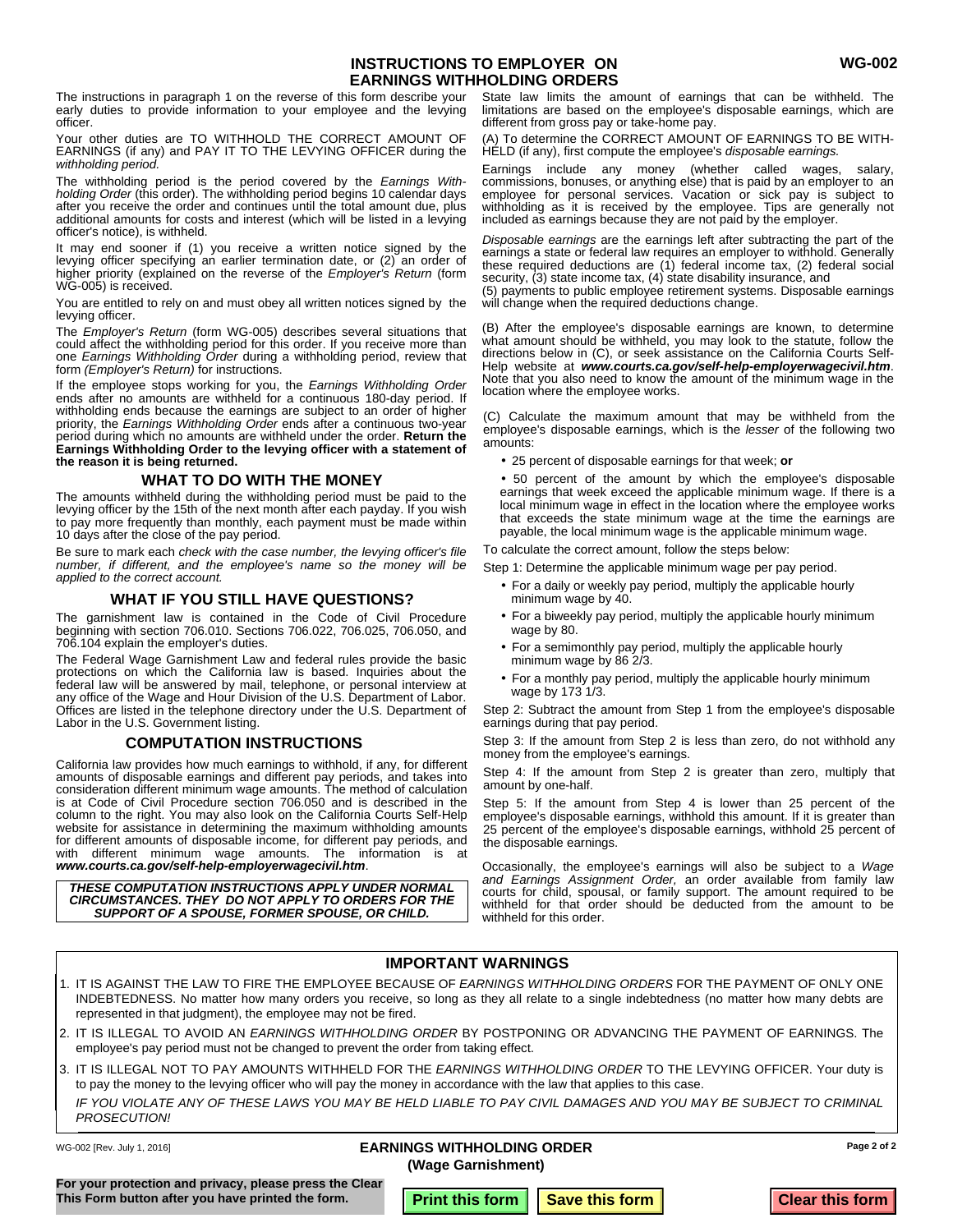# INSTRUCTIONS TO EMPLOYER ON EARNINGS WITHHOLDING ORDERS

The instructions in paragraph 1 on the reverse of this form describe your early duties to provide information to your employee and the levying officer.

Your other duties are TO WITHHOLD THE CORRECT AMOUNT OF EARNINGS (if any) and PAY IT TO THE LEVYING OFFICER during the *withholding period.*

The withholding period is the period covered by the *Earnings Withholding Order* (this order). The withholding period begins 10 calendar days after you receive the order and continues until the total amount due, plus additional amounts for costs and interest (which will be listed in a levying officer's notice), is withheld.

It may end sooner if (1) you receive a written notice signed by the levying officer specifying an earlier termination date, or (2) an order of higher priority (explained on the reverse of the *Employer's Return* (form WG-005) is received.

You are entitled to rely on and must obey all written notices signed by the levying officer.

The *Employer's Return* (form WG-005) describes several situations that could affect the withholding period for this order. If you receive more than one *Earnings Withholding Order* during a withholding period, review that form *(Employer's Return)* for instructions.

If the employee stops working for you, the *Earnings Withholding Order* ends after no amounts are withheld for a continuous 180-day period. If withholding ends because the earnings are subject to an order of higher priority, the *Earnings Withholding Order* ends after a continuous two-year period during which no amounts are withheld under the order. **Return the Earnings Withholding Order to the levying officer with a statement of the reason it is being returned.**

## WHAT TO DO WITH THE MONEY

The amounts withheld during the withholding period must be paid to the levying officer by the 15th of the next month after each payday. If you wish to pay more frequently than monthly, each payment must be made within 10 days after the close of the pay period.

Be sure to mark each *check with the case number, the levying officer's file number, if different, and the employee's name so the money will be applied to the correct account.*

## WHAT IF YOU STILL HAVE QUESTIONS?

The garnishment law is contained in the Code of Civil Procedure beginning with section 706.010. Sections 706.022, 706.025, 706.050, and 706.104 explain the employer's duties.

The Federal Wage Garnishment Law and federal rules provide the basic protections on which the California law is based. Inquiries about the federal law will be answered by mail, telephone, or personal interview at any office of the Wage and Hour Division of the U.S. Department of Labor. Offices are listed in the telephone directory under the U.S. Department of Labor in the U.S. Government listing.

## COMPUTATION INSTRUCTIONS

California law provides how much earnings to withhold, if any, for different amounts of disposable earnings and different pay periods, and takes into consideration different minimum wage amounts. The method of calculation is at Code of Civil Procedure section 706.050 and is described in the column to the right. You may also look on the California Courts Self-Help website for assistance in determining the maximum withholding amounts for different amounts of disposable income, for different pay periods, and with different minimum wage amounts. The information is at ***www.courts.ca.gov/self-help-employerwagecivil.htm***.

***THESE COMPUTATION INSTRUCTIONS APPLY UNDER NORMAL CIRCUMSTANCES. THEY DO NOT APPLY TO ORDERS FOR THE SUPPORT OF A SPOUSE, FORMER SPOUSE, OR CHILD.***

State law limits the amount of earnings that can be withheld. The limitations are based on the employee's disposable earnings, which are different from gross pay or take-home pay.

(A) To determine the CORRECT AMOUNT OF EARNINGS TO BE WITHHELD (if any), first compute the employee's *disposable earnings.*

Earnings include any money (whether called wages, salary, commissions, bonuses, or anything else) that is paid by an employer to an employee for personal services. Vacation or sick pay is subject to withholding as it is received by the employee. Tips are generally not included as earnings because they are not paid by the employer.

*Disposable earnings* are the earnings left after subtracting the part of the earnings a state or federal law requires an employer to withhold. Generally these required deductions are (1) federal income tax, (2) federal social security, (3) state income tax, (4) state disability insurance, and (5) payments to public employee retirement systems. Disposable earnings will change when the required deductions change.

(B) After the employee's disposable earnings are known, to determine what amount should be withheld, you may look to the statute, follow the directions below in (C), or seek assistance on the California Courts Self-Help website at ***www.courts.ca.gov/self-help-employerwagecivil.htm***. Note that you also need to know the amount of the minimum wage in the location where the employee works.

(C) Calculate the maximum amount that may be withheld from the employee's disposable earnings, which is the *lesser* of the following two amounts:

- 25 percent of disposable earnings for that week; **or**
- 50 percent of the amount by which the employee's disposable earnings that week exceed the applicable minimum wage. If there is a local minimum wage in effect in the location where the employee works that exceeds the state minimum wage at the time the earnings are payable, the local minimum wage is the applicable minimum wage.

To calculate the correct amount, follow the steps below:

Step 1: Determine the applicable minimum wage per pay period.

- For a daily or weekly pay period, multiply the applicable hourly minimum wage by 40.
- For a biweekly pay period, multiply the applicable hourly minimum wage by 80.
- For a semimonthly pay period, multiply the applicable hourly minimum wage by 86 2/3.
- For a monthly pay period, multiply the applicable hourly minimum wage by 173 1/3.

Step 2: Subtract the amount from Step 1 from the employee's disposable earnings during that pay period.

Step 3: If the amount from Step 2 is less than zero, do not withhold any money from the employee's earnings.

Step 4: If the amount from Step 2 is greater than zero, multiply that amount by one-half.

Step 5: If the amount from Step 4 is lower than 25 percent of the employee's disposable earnings, withhold this amount. If it is greater than 25 percent of the employee's disposable earnings, withhold 25 percent of the disposable earnings.

Occasionally, the employee's earnings will also be subject to a *Wage and Earnings Assignment Order,* an order available from family law courts for child, spousal, or family support. The amount required to be withheld for that order should be deducted from the amount to be withheld for this order.

## IMPORTANT WARNINGS

1. IT IS AGAINST THE LAW TO FIRE THE EMPLOYEE BECAUSE OF *EARNINGS WITHHOLDING ORDERS* FOR THE PAYMENT OF ONLY ONE INDEBTEDNESS. No matter how many orders you receive, so long as they all relate to a single indebtedness (no matter how many debts are represented in that judgment), the employee may not be fired.
2. IT IS ILLEGAL TO AVOID AN *EARNINGS WITHHOLDING ORDER* BY POSTPONING OR ADVANCING THE PAYMENT OF EARNINGS. The employee's pay period must not be changed to prevent the order from taking effect.
3. IT IS ILLEGAL NOT TO PAY AMOUNTS WITHHELD FOR THE *EARNINGS WITHHOLDING ORDER* TO THE LEVYING OFFICER. Your duty is to pay the money to the levying officer who will pay the money in accordance with the law that applies to this case.

   *IF YOU VIOLATE ANY OF THESE LAWS YOU MAY BE HELD LIABLE TO PAY CIVIL DAMAGES AND YOU MAY BE SUBJECT TO CRIMINAL PROSECUTION!*

**EARNINGS WITHHOLDING ORDER (Wage Garnishment)**

**For your protection and privacy, please press the Clear This Form button after you have printed the form.**

**Print this form** | **Save this form** | **Clear this form**